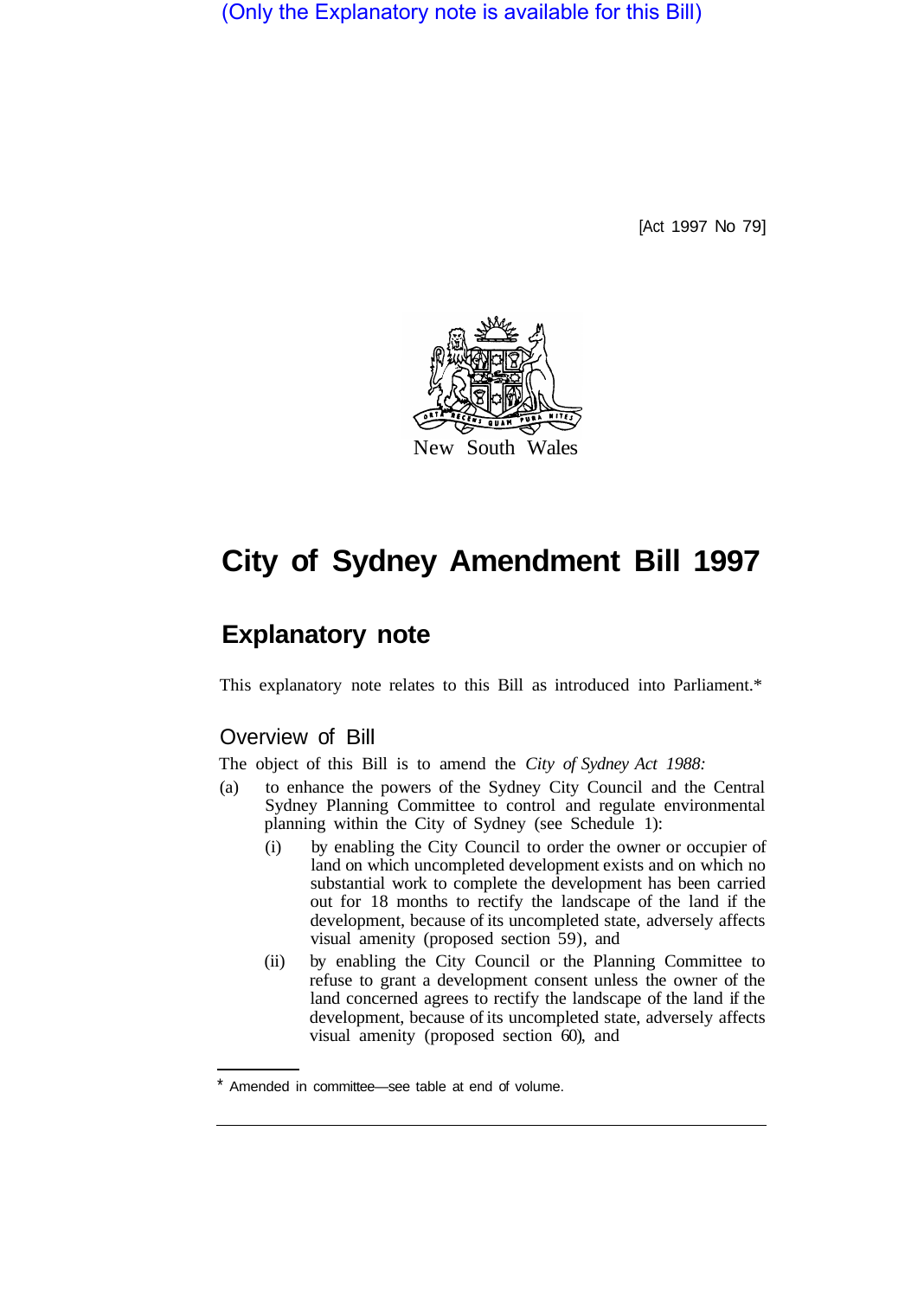(Only the Explanatory note is available for this Bill)

[Act 1997 No 79]

New South Wales

# City of Sydney Amendment Bill 1997

## Explanatory note

This explanatory note relates to this Bill as introduced into Parliament.*

### Overview of Bill

The object of this Bill is to amend the *City of Sydney Act 1988:*

(a) to enhance the powers of the Sydney City Council and the Central Sydney Planning Committee to control and regulate environmental planning within the City of Sydney (see Schedule 1):

(i) by enabling the City Council to order the owner or occupier of land on which uncompleted development exists and on which no substantial work to complete the development has been carried out for 18 months to rectify the landscape of the land if the development, because of its uncompleted state, adversely affects visual amenity (proposed section 59), and

(ii) by enabling the City Council or the Planning Committee to refuse to grant a development consent unless the owner of the land concerned agrees to rectify the landscape of the land if the development, because of its uncompleted state, adversely affects visual amenity (proposed section 60), and

* Amended in committee—see table at end of volume.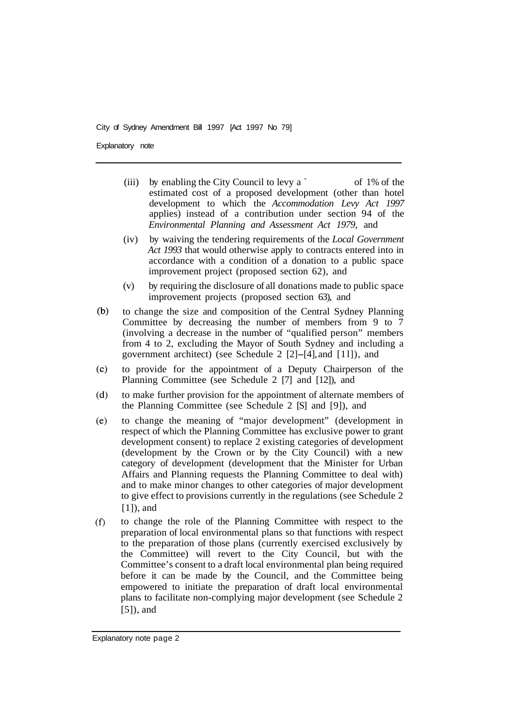(iii) by enabling the City Council to levy a ` of 1% of the estimated cost of a proposed development (other than hotel development to which the *Accommodation Levy Act 1997* applies) instead of a contribution under section 94 of the *Environmental Planning and Assessment Act 1979,* and

(iv) by waiving the tendering requirements of the *Local Government Act 1993* that would otherwise apply to contracts entered into in accordance with a condition of a donation to a public space improvement project (proposed section 62), and

(v) by requiring the disclosure of all donations made to public space improvement projects (proposed section 63), and

(b) to change the size and composition of the Central Sydney Planning Committee by decreasing the number of members from 9 to 7 (involving a decrease in the number of "qualified person" members from 4 to 2, excluding the Mayor of South Sydney and including a government architect) (see Schedule 2 [2]–[4], and [11]), and

(c) to provide for the appointment of a Deputy Chairperson of the Planning Committee (see Schedule 2 [7] and [12]), and

(d) to make further provision for the appointment of alternate members of the Planning Committee (see Schedule 2 [S] and [9]), and

(e) to change the meaning of "major development" (development in respect of which the Planning Committee has exclusive power to grant development consent) to replace 2 existing categories of development (development by the Crown or by the City Council) with a new category of development (development that the Minister for Urban Affairs and Planning requests the Planning Committee to deal with) and to make minor changes to other categories of major development to give effect to provisions currently in the regulations (see Schedule 2 [1]), and

(f) to change the role of the Planning Committee with respect to the preparation of local environmental plans so that functions with respect to the preparation of those plans (currently exercised exclusively by the Committee) will revert to the City Council, but with the Committee's consent to a draft local environmental plan being required before it can be made by the Council, and the Committee being empowered to initiate the preparation of draft local environmental plans to facilitate non-complying major development (see Schedule 2 [5]), and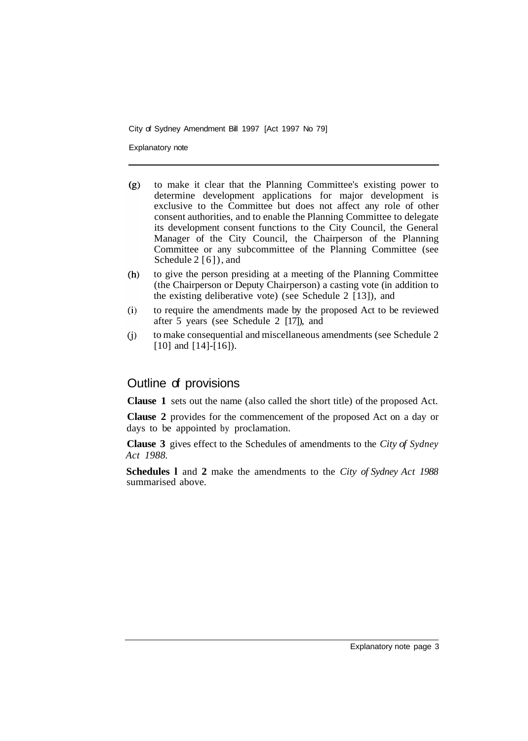(g) to make it clear that the Planning Committee's existing power to determine development applications for major development is exclusive to the Committee but does not affect any role of other consent authorities, and to enable the Planning Committee to delegate its development consent functions to the City Council, the General Manager of the City Council, the Chairperson of the Planning Committee or any subcommittee of the Planning Committee (see Schedule 2 [6]), and

(h) to give the person presiding at a meeting of the Planning Committee (the Chairperson or Deputy Chairperson) a casting vote (in addition to the existing deliberative vote) (see Schedule 2 [13]), and

(i) to require the amendments made by the proposed Act to be reviewed after 5 years (see Schedule 2 [17]), and

(j) to make consequential and miscellaneous amendments (see Schedule 2 [10] and [14]-[16]).

## Outline of provisions

**Clause 1** sets out the name (also called the short title) of the proposed Act.

**Clause 2** provides for the commencement of the proposed Act on a day or days to be appointed by proclamation.

**Clause 3** gives effect to the Schedules of amendments to the *City of Sydney Act 1988*.

**Schedules 1** and **2** make the amendments to the *City of Sydney Act 1988* summarised above.